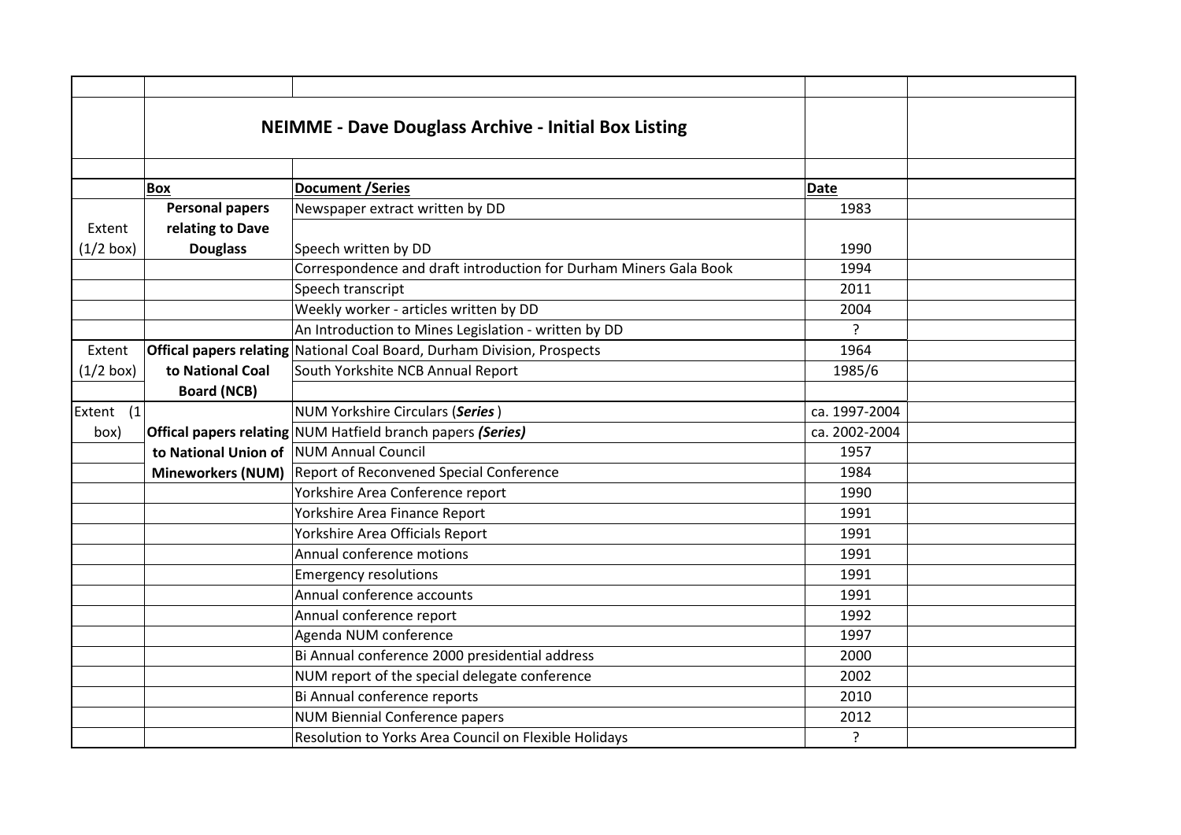## NEIMME - Dave Douglass Archive - Initial Box Listing

| | Box | Document /Series | Date | |
|---|---|---|---|---|
| Extent (1/2 box) | **Personal papers relating to Dave Douglass** | Newspaper extract written by DD | 1983 | |
| | | Speech written by DD | 1990 | |
| | | Correspondence and draft introduction for Durham Miners Gala Book | 1994 | |
| | | Speech transcript | 2011 | |
| | | Weekly worker - articles written by DD | 2004 | |
| | | An Introduction to Mines Legislation - written by DD | ? | |
| Extent (1/2 box) | **Offical papers relating to National Coal Board (NCB)** | National Coal Board, Durham Division, Prospects | 1964 | |
| | | South Yorkshite NCB Annual Report | 1985/6 | |
| | | | | |
| Extent (1 box) | **Offical papers relating to National Union of Mineworkers (NUM)** | NUM Yorkshire Circulars (***Series***) | ca. 1997-2004 | |
| | | NUM Hatfield branch papers ***(Series)*** | ca. 2002-2004 | |
| | | NUM Annual Council | 1957 | |
| | | Report of Reconvened Special Conference | 1984 | |
| | | Yorkshire Area Conference report | 1990 | |
| | | Yorkshire Area Finance Report | 1991 | |
| | | Yorkshire Area Officials Report | 1991 | |
| | | Annual conference motions | 1991 | |
| | | Emergency resolutions | 1991 | |
| | | Annual conference accounts | 1991 | |
| | | Annual conference report | 1992 | |
| | | Agenda NUM conference | 1997 | |
| | | Bi Annual conference 2000 presidential address | 2000 | |
| | | NUM report of the special delegate conference | 2002 | |
| | | Bi Annual conference reports | 2010 | |
| | | NUM Biennial Conference papers | 2012 | |
| | | Resolution to Yorks Area Council on Flexible Holidays | ? | |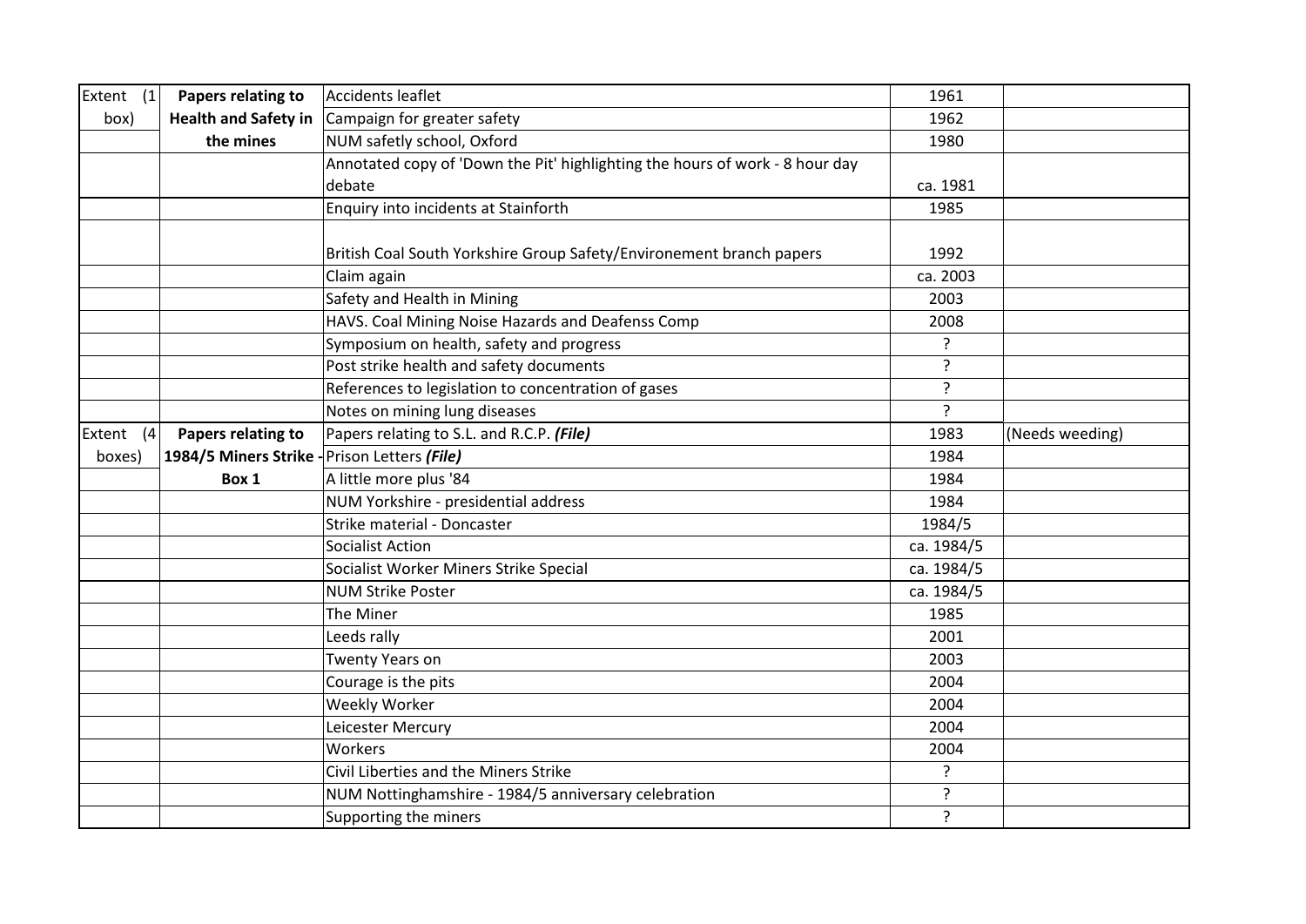| | | | | |
|---|---|---|---|---|
| Extent (1 box) | **Papers relating to Health and Safety in the mines** | Accidents leaflet | 1961 | |
| | | Campaign for greater safety | 1962 | |
| | | NUM safetly school, Oxford | 1980 | |
| | | Annotated copy of 'Down the Pit' highlighting the hours of work - 8 hour day debate | ca. 1981 | |
| | | Enquiry into incidents at Stainforth | 1985 | |
| | | British Coal South Yorkshire Group Safety/Environement branch papers | 1992 | |
| | | Claim again | ca. 2003 | |
| | | Safety and Health in Mining | 2003 | |
| | | HAVS. Coal Mining Noise Hazards and Deafenss Comp | 2008 | |
| | | Symposium on health, safety and progress | ? | |
| | | Post strike health and safety documents | ? | |
| | | References to legislation to concentration of gases | ? | |
| | | Notes on mining lung diseases | ? | |
| Extent (4 boxes) | **Papers relating to 1984/5 Miners Strike - Box 1** | Papers relating to S.L. and R.C.P. ***(File)*** | 1983 | (Needs weeding) |
| | | Prison Letters ***(File)*** | 1984 | |
| | | A little more plus '84 | 1984 | |
| | | NUM Yorkshire - presidential address | 1984 | |
| | | Strike material - Doncaster | 1984/5 | |
| | | Socialist Action | ca. 1984/5 | |
| | | Socialist Worker Miners Strike Special | ca. 1984/5 | |
| | | NUM Strike Poster | ca. 1984/5 | |
| | | The Miner | 1985 | |
| | | Leeds rally | 2001 | |
| | | Twenty Years on | 2003 | |
| | | Courage is the pits | 2004 | |
| | | Weekly Worker | 2004 | |
| | | Leicester Mercury | 2004 | |
| | | Workers | 2004 | |
| | | Civil Liberties and the Miners Strike | ? | |
| | | NUM Nottinghamshire - 1984/5 anniversary celebration | ? | |
| | | Supporting the miners | ? | |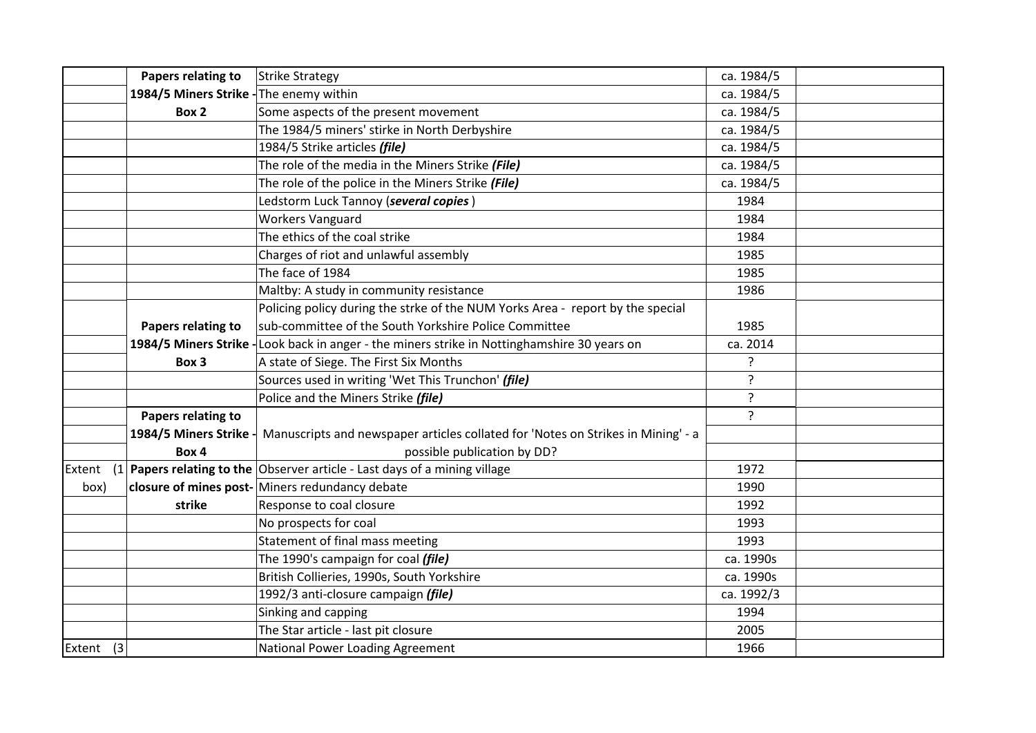| | | | | |
|---|---|---|---|---|
| | **Papers relating to** | Strike Strategy | ca. 1984/5 | |
| | **1984/5 Miners Strike -** | The enemy within | ca. 1984/5 | |
| | **Box 2** | Some aspects of the present movement | ca. 1984/5 | |
| | | The 1984/5 miners' stirke in North Derbyshire | ca. 1984/5 | |
| | | 1984/5 Strike articles ***(file)*** | ca. 1984/5 | |
| | | The role of the media in the Miners Strike ***(File)*** | ca. 1984/5 | |
| | | The role of the police in the Miners Strike ***(File)*** | ca. 1984/5 | |
| | | Ledstorm Luck Tannoy (***several copies*** ) | 1984 | |
| | | Workers Vanguard | 1984 | |
| | | The ethics of the coal strike | 1984 | |
| | | Charges of riot and unlawful assembly | 1985 | |
| | | The face of 1984 | 1985 | |
| | | Maltby: A study in community resistance | 1986 | |
| | **Papers relating to** | Policing policy during the strke of the NUM Yorks Area - report by the special sub-committee of the South Yorkshire Police Committee | 1985 | |
| | **1984/5 Miners Strike -** | Look back in anger - the miners strike in Nottinghamshire 30 years on | ca. 2014 | |
| | **Box 3** | A state of Siege. The First Six Months | ? | |
| | | Sources used in writing 'Wet This Trunchon' ***(file)*** | ? | |
| | | Police and the Miners Strike ***(file)*** | ? | |
| | **Papers relating to 1984/5 Miners Strike - Box 4** | Manuscripts and newspaper articles collated for 'Notes on Strikes in Mining' - a possible publication by DD? | ? | |
| Extent (1 box) | **Papers relating to the** | Observer article - Last days of a mining village | 1972 | |
| | **closure of mines post-** | Miners redundancy debate | 1990 | |
| | **strike** | Response to coal closure | 1992 | |
| | | No prospects for coal | 1993 | |
| | | Statement of final mass meeting | 1993 | |
| | | The 1990's campaign for coal ***(file)*** | ca. 1990s | |
| | | British Collieries, 1990s, South Yorkshire | ca. 1990s | |
| | | 1992/3 anti-closure campaign ***(file)*** | ca. 1992/3 | |
| | | Sinking and capping | 1994 | |
| | | The Star article - last pit closure | 2005 | |
| Extent (3 | | National Power Loading Agreement | 1966 | |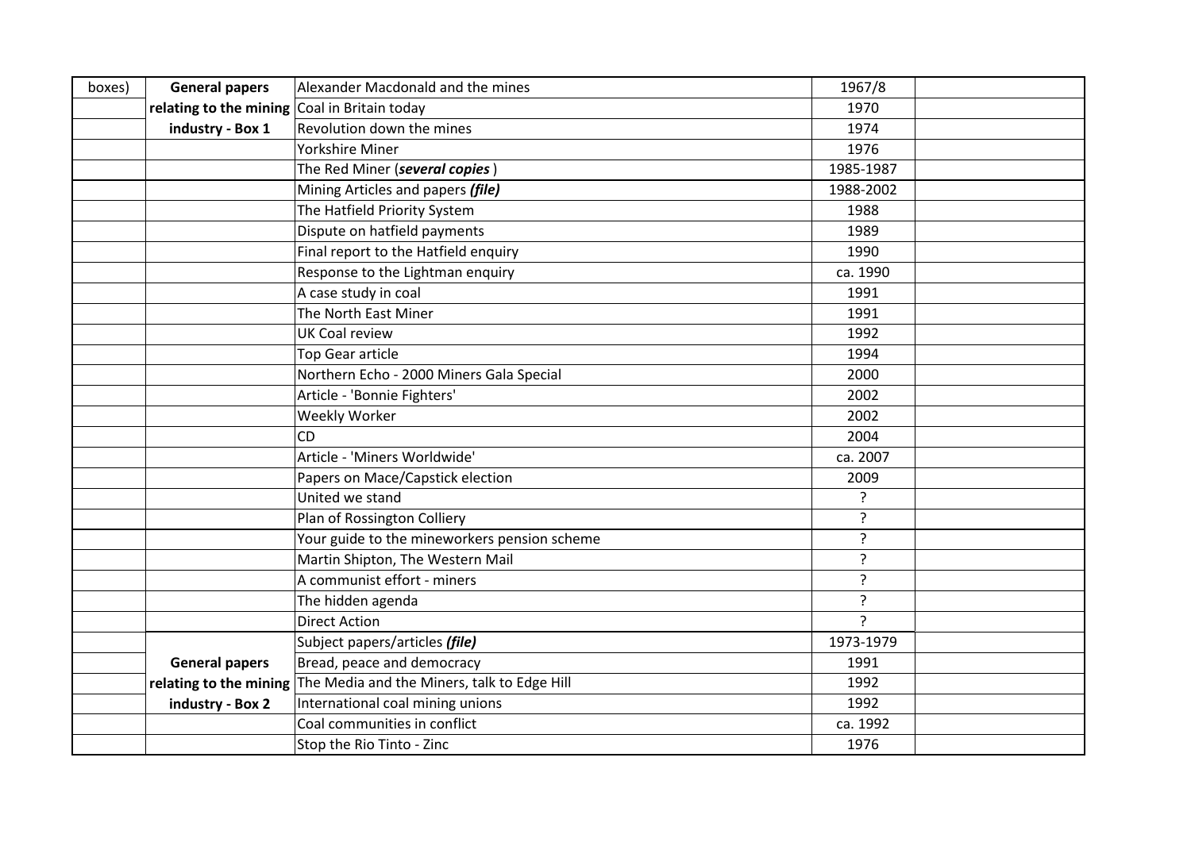| boxes) | **General papers relating to the mining industry - Box 1** | Alexander Macdonald and the mines | 1967/8 | |
|---|---|---|---|---|
| | | Coal in Britain today | 1970 | |
| | | Revolution down the mines | 1974 | |
| | | Yorkshire Miner | 1976 | |
| | | The Red Miner (***several copies***) | 1985-1987 | |
| | | Mining Articles and papers ***(file)*** | 1988-2002 | |
| | | The Hatfield Priority System | 1988 | |
| | | Dispute on hatfield payments | 1989 | |
| | | Final report to the Hatfield enquiry | 1990 | |
| | | Response to the Lightman enquiry | ca. 1990 | |
| | | A case study in coal | 1991 | |
| | | The North East Miner | 1991 | |
| | | UK Coal review | 1992 | |
| | | Top Gear article | 1994 | |
| | | Northern Echo - 2000 Miners Gala Special | 2000 | |
| | | Article - 'Bonnie Fighters' | 2002 | |
| | | Weekly Worker | 2002 | |
| | | CD | 2004 | |
| | | Article - 'Miners Worldwide' | ca. 2007 | |
| | | Papers on Mace/Capstick election | 2009 | |
| | | United we stand | ? | |
| | | Plan of Rossington Colliery | ? | |
| | | Your guide to the mineworkers pension scheme | ? | |
| | | Martin Shipton, The Western Mail | ? | |
| | | A communist effort - miners | ? | |
| | | The hidden agenda | ? | |
| | | Direct Action | ? | |
| | **General papers relating to the mining industry - Box 2** | Subject papers/articles ***(file)*** | 1973-1979 | |
| | | Bread, peace and democracy | 1991 | |
| | | The Media and the Miners, talk to Edge Hill | 1992 | |
| | | International coal mining unions | 1992 | |
| | | Coal communities in conflict | ca. 1992 | |
| | | Stop the Rio Tinto - Zinc | 1976 | |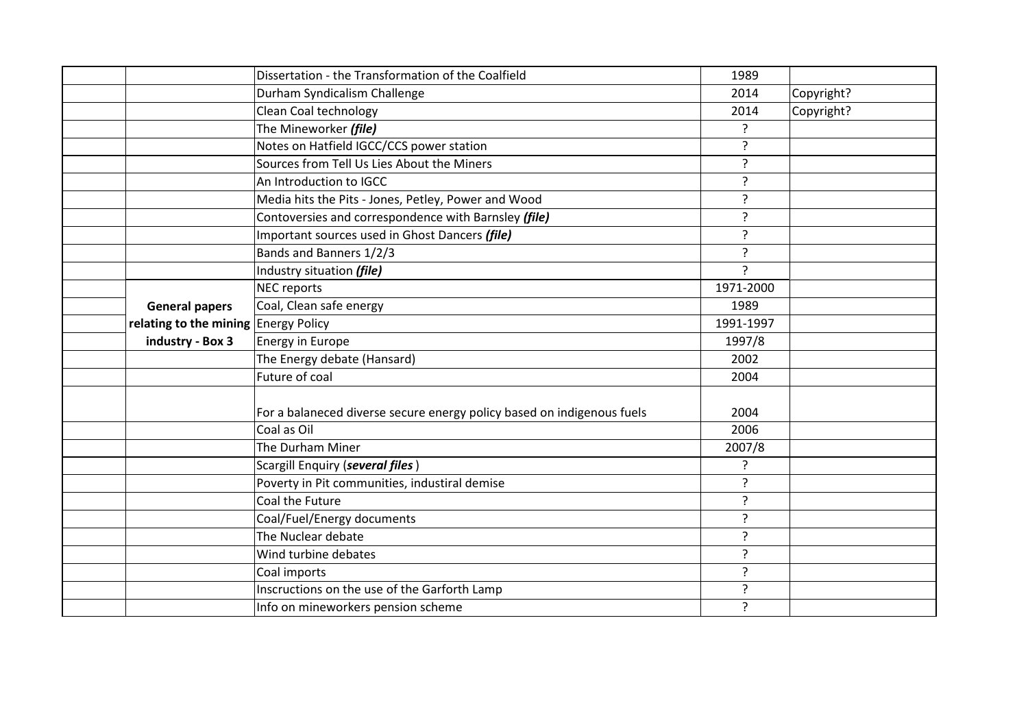| | | | | |
|---|---|---|---|---|
| | | Dissertation - the Transformation of the Coalfield | 1989 | |
| | | Durham Syndicalism Challenge | 2014 | Copyright? |
| | | Clean Coal technology | 2014 | Copyright? |
| | | The Mineworker ***(file)*** | ? | |
| | | Notes on Hatfield IGCC/CCS power station | ? | |
| | | Sources from Tell Us Lies About the Miners | ? | |
| | | An Introduction to IGCC | ? | |
| | | Media hits the Pits - Jones, Petley, Power and Wood | ? | |
| | | Contoversies and correspondence with Barnsley ***(file)*** | ? | |
| | | Important sources used in Ghost Dancers ***(file)*** | ? | |
| | | Bands and Banners 1/2/3 | ? | |
| | | Industry situation ***(file)*** | ? | |
| | | NEC reports | 1971-2000 | |
| | **General papers** | Coal, Clean safe energy | 1989 | |
| | **relating to the mining** | Energy Policy | 1991-1997 | |
| | **industry - Box 3** | Energy in Europe | 1997/8 | |
| | | The Energy debate (Hansard) | 2002 | |
| | | Future of coal | 2004 | |
| | | For a balaneced diverse secure energy policy based on indigenous fuels | 2004 | |
| | | Coal as Oil | 2006 | |
| | | The Durham Miner | 2007/8 | |
| | | Scargill Enquiry (***several files***) | ? | |
| | | Poverty in Pit communities, industiral demise | ? | |
| | | Coal the Future | ? | |
| | | Coal/Fuel/Energy documents | ? | |
| | | The Nuclear debate | ? | |
| | | Wind turbine debates | ? | |
| | | Coal imports | ? | |
| | | Inscrcutions on the use of the Garforth Lamp | ? | |
| | | Info on mineworkers pension scheme | ? | |